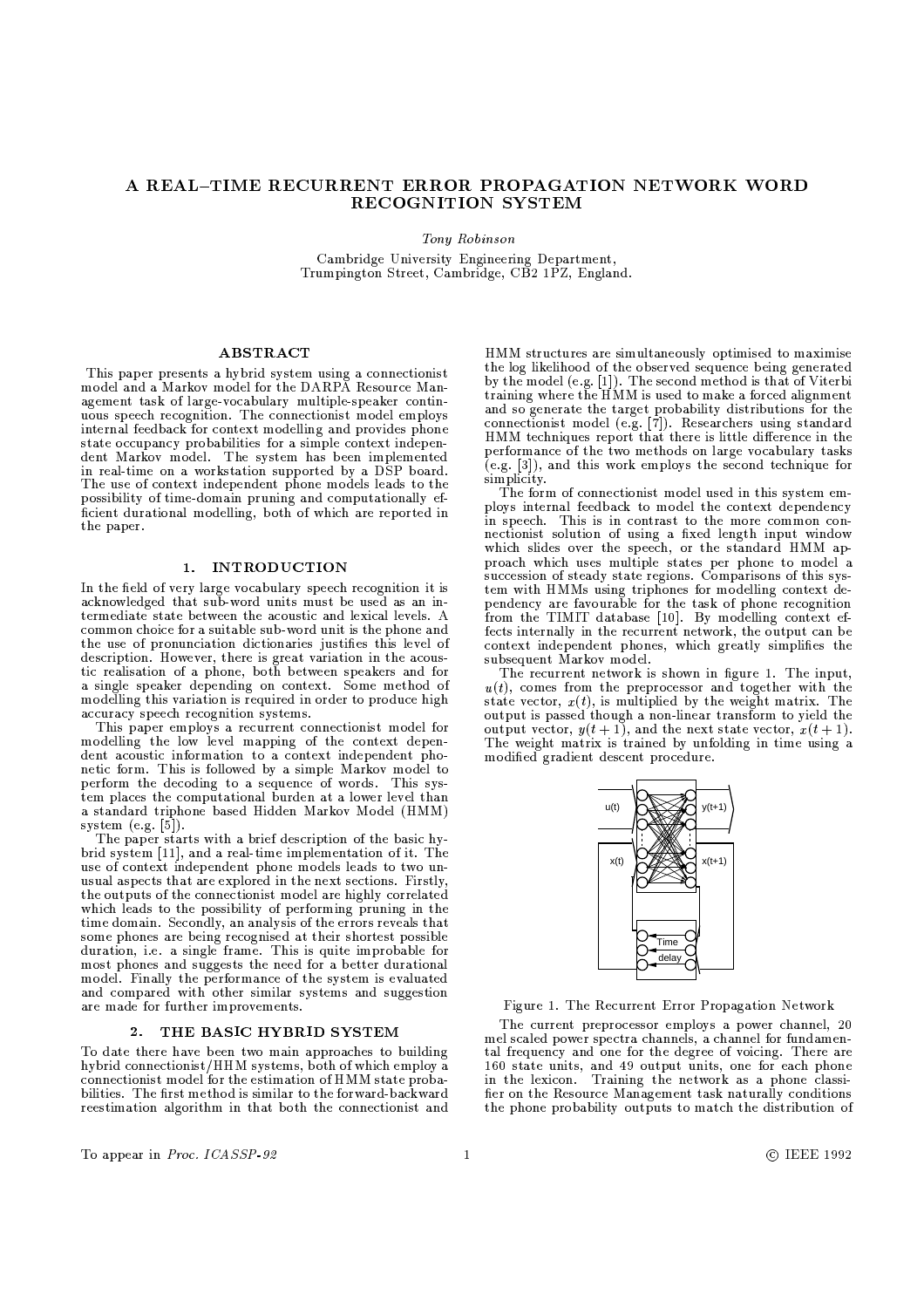# A REAL–TIME RECURRENT ERROR PROPAGATION NETWORK WORD RECOGNITION SYSTEM

*Tony Robinson*

Cambridge University Engineering Department,
Trumpington Street, Cambridge, CB2 1PZ, England.

## ABSTRACT

This paper presents a hybrid system using a connectionist model and a Markov model for the DARPA Resource Management task of large-vocabulary multiple-speaker continuous speech recognition. The connectionist model employs internal feedback for context modelling and provides phone state occupancy probabilities for a simple context independent Markov model. The system has been implemented in real-time on a workstation supported by a DSP board. The use of context independent phone models leads to the possibility of time-domain pruning and computationally efficient durational modelling, both of which are reported in the paper.

## 1. INTRODUCTION

In the field of very large vocabulary speech recognition it is acknowledged that sub-word units must be used as an intermediate state between the acoustic and lexical levels. A common choice for a suitable sub-word unit is the phone and the use of pronunciation dictionaries justifies this level of description. However, there is great variation in the acoustic realisation of a phone, both between speakers and for a single speaker depending on context. Some method of modelling this variation is required in order to produce high accuracy speech recognition systems.

This paper employs a recurrent connectionist model for modelling the low level mapping of the context dependent acoustic information to a context independent phonetic form. This is followed by a simple Markov model to perform the decoding to a sequence of words. This system places the computational burden at a lower level than a standard triphone based Hidden Markov Model (HMM) system (e.g. [5]).

The paper starts with a brief description of the basic hybrid system [11], and a real-time implementation of it. The use of context independent phone models leads to two unusual aspects that are explored in the next sections. Firstly, the outputs of the connectionist model are highly correlated which leads to the possibility of performing pruning in the time domain. Secondly, an analysis of the errors reveals that some phones are being recognised at their shortest possible duration, i.e. a single frame. This is quite improbable for most phones and suggests the need for a better durational model. Finally the performance of the system is evaluated and compared with other similar systems and suggestion are made for further improvements.

## 2. THE BASIC HYBRID SYSTEM

To date there have been two main approaches to building hybrid connectionist/HHM systems, both of which employ a connectionist model for the estimation of HMM state probabilities. The first method is similar to the forward-backward reestimation algorithm in that both the connectionist and HMM structures are simultaneously optimised to maximise the log likelihood of the observed sequence being generated by the model (e.g. [1]). The second method is that of Viterbi training where the HMM is used to make a forced alignment and so generate the target probability distributions for the connectionist model (e.g. [7]). Researchers using standard HMM techniques report that there is little difference in the performance of the two methods on large vocabulary tasks (e.g. [3]), and this work employs the second technique for simplicity.

The form of connectionist model used in this system employs internal feedback to model the context dependency in speech. This is in contrast to the more common connectionist solution of using a fixed length input window which slides over the speech, or the standard HMM approach which uses multiple states per phone to model a succession of steady state regions. Comparisons of this system with HMMs using triphones for modelling context dependency are favourable for the task of phone recognition from the TIMIT database [10]. By modelling context effects internally in the recurrent network, the output can be context independent phones, which greatly simplifies the subsequent Markov model.

The recurrent network is shown in figure 1. The input, $u(t)$, comes from the preprocessor and together with the state vector, $x(t)$, is multiplied by the weight matrix. The output is passed though a non-linear transform to yield the output vector, $y(t+1)$, and the next state vector, $x(t+1)$. The weight matrix is trained by unfolding in time using a modified gradient descent procedure.

Figure 1. The Recurrent Error Propagation Network

The current preprocessor employs a power channel, 20 mel scaled power spectra channels, a channel for fundamental frequency and one for the degree of voicing. There are 160 state units, and 49 output units, one for each phone in the lexicon. Training the network as a phone classifier on the Resource Management task naturally conditions the phone probability outputs to match the distribution of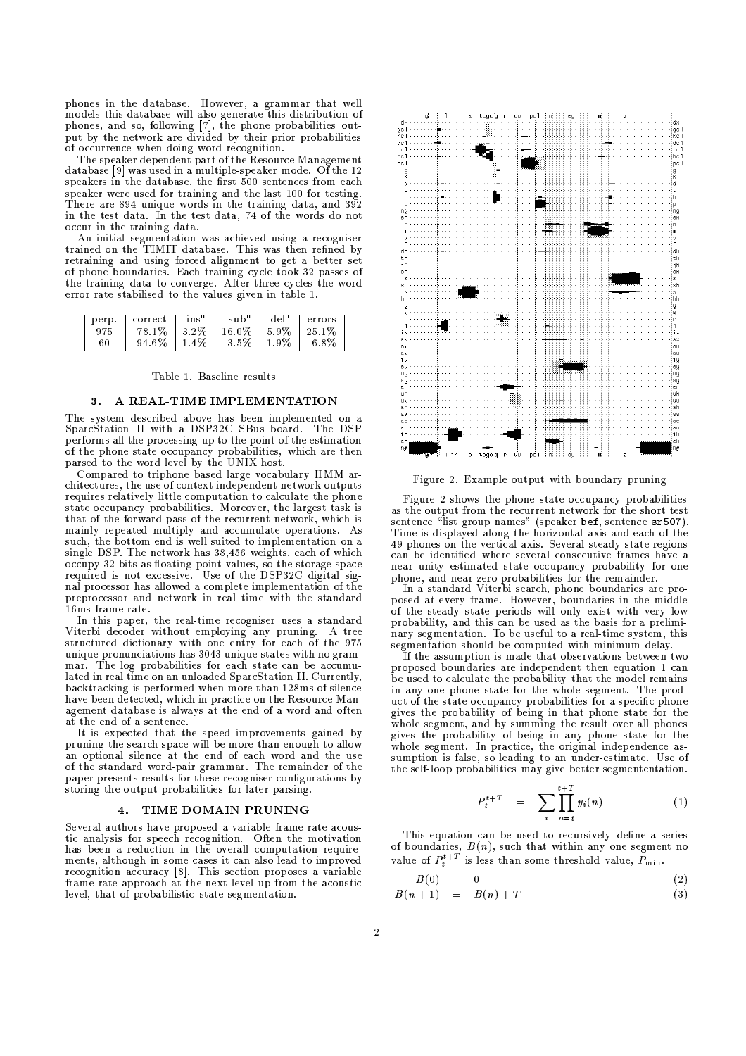phones in the database. However, a grammar that well models this database will also generate this distribution of phones, and so, following [7], the phone probabilities output by the network are divided by their prior probabilities of occurrence when doing word recognition.

The speaker dependent part of the Resource Management database [9] was used in a multiple-speaker mode. Of the 12 speakers in the database, the first 500 sentences from each speaker were used for training and the last 100 for testing. There are 894 unique words in the training data, and 392 in the test data. In the test data, 74 of the words do not occur in the training data.

An initial segmentation was achieved using a recogniser trained on the TIMIT database. This was then refined by retraining and using forced alignment to get a better set of phone boundaries. Each training cycle took 32 passes of the training data to converge. After three cycles the word error rate stabilised to the values given in table 1.

| perp. | correct | ins$^n$ | sub$^n$ | del$^n$ | errors |
|---|---|---|---|---|---|
| 975 | 78.1% | 3.2% | 16.0% | 5.9% | 25.1% |
| 60 | 94.6% | 1.4% | 3.5% | 1.9% | 6.8% |

Table 1. Baseline results

## 3. A REAL-TIME IMPLEMENTATION

The system described above has been implemented on a SparcStation II with a DSP32C SBus board. The DSP performs all the processing up to the point of the estimation of the phone state occupancy probabilities, which are then parsed to the word level by the UNIX host.

Compared to triphone based large vocabulary HMM architectures, the use of context independent network outputs requires relatively little computation to calculate the phone state occupancy probabilities. Moreover, the largest task is that of the forward pass of the recurrent network, which is mainly repeated multiply and accumulate operations. As such, the bottom end is well suited to implementation on a single DSP. The network has 38,456 weights, each of which occupy 32 bits as floating point values, so the storage space required is not excessive. Use of the DSP32C digital signal processor has allowed a complete implementation of the preprocessor and network in real time with the standard 16ms frame rate.

In this paper, the real-time recogniser uses a standard Viterbi decoder without employing any pruning. A tree structured dictionary with one entry for each of the 975 unique pronunciations has 3043 unique states with no grammar. The log probabilities for each state can be accumulated in real time on an unloaded SparcStation II. Currently, backtracking is performed when more than 128ms of silence have been detected, which in practice on the Resource Management database is always at the end of a word and often at the end of a sentence.

It is expected that the speed improvements gained by pruning the search space will be more than enough to allow an optional silence at the end of each word and the use of the standard word-pair grammar. The remainder of the paper presents results for these recogniser configurations by storing the output probabilities for later parsing.

## 4. TIME DOMAIN PRUNING

Several authors have proposed a variable frame rate acoustic analysis for speech recognition. Often the motivation has been a reduction in the overall computation requirements, although in some cases it can also lead to improved recognition accuracy [8]. This section proposes a variable frame rate approach at the next level up from the acoustic level, that of probabilistic state segmentation.

Figure 2. Example output with boundary pruning

Figure 2 shows the phone state occupancy probabilities as the output from the recurrent network for the short test sentence "list group names" (speaker bef, sentence sr507). Time is displayed along the horizontal axis and each of the 49 phones on the vertical axis. Several steady state regions can be identified where several consecutive frames have a near unity estimated state occupancy probability for one phone, and near zero probabilities for the remainder.

In a standard Viterbi search, phone boundaries are proposed at every frame. However, boundaries in the middle of the steady state periods will only exist with very low probability, and this can be used as the basis for a preliminary segmentation. To be useful to a real-time system, this segmentation should be computed with minimum delay.

If the assumption is made that observations between two proposed boundaries are independent then equation 1 can be used to calculate the probability that the model remains in any one phone state for the whole segment. The product of the state occupancy probabilities for a specific phone gives the probability of being in that phone state for the whole segment, and by summing the result over all phones gives the probability of being in any phone state for the whole segment. In practice, the original independence assumption is false, so leading to an under-estimate. Use of the self-loop probabilities may give better segmententation.

$$P_t^{t+T} = \sum_i \prod_{n=t}^{t+T} y_i(n) \tag{1}$$

This equation can be used to recursively define a series of boundaries, $B(n)$, such that within any one segment no value of $P_t^{t+T}$ is less than some threshold value, $P_{\min}$.

$$B(0) = 0 \tag{2}$$

$$B(n+1) = B(n) + T \tag{3}$$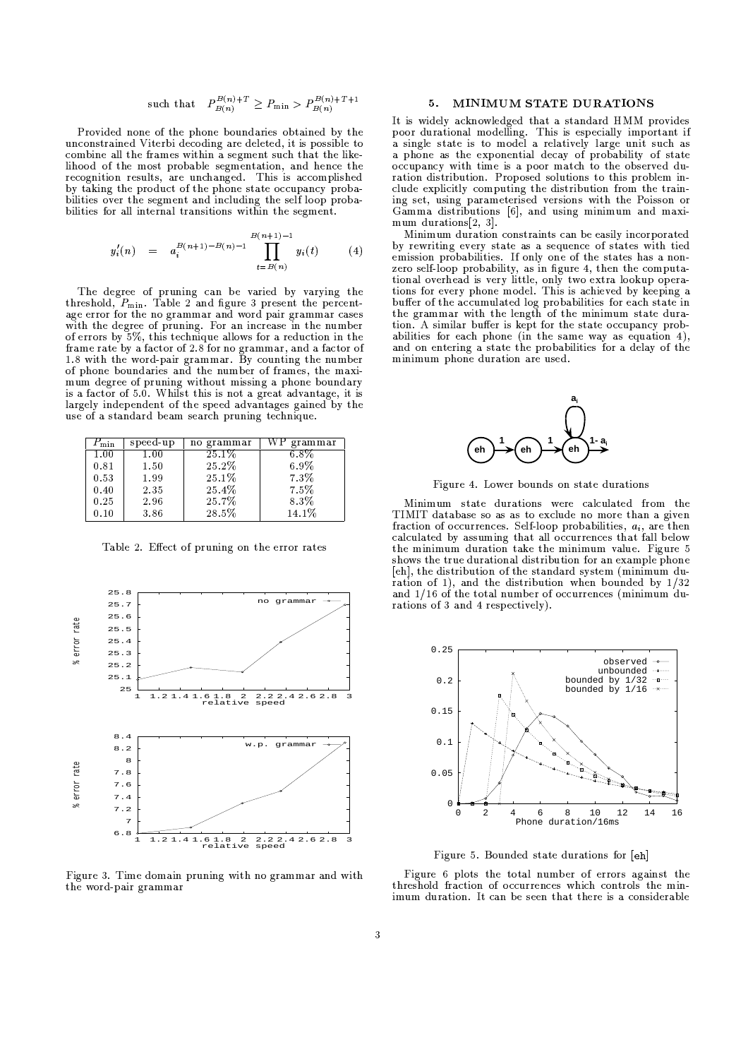$$\text{such that} \quad P_{B(n)}^{B(n)+T} \geq P_{\min} > P_{B(n)}^{B(n)+T+1}$$

Provided none of the phone boundaries obtained by the unconstrained Viterbi decoding are deleted, it is possible to combine all the frames within a segment such that the likelihood of the most probable segmentation, and hence the recognition results, are unchanged. This is accomplished by taking the product of the phone state occupancy probabilities over the segment and including the self loop probabilities for all internal transitions within the segment.

$$y_i'(n) = a_i^{B(n+1)-B(n)-1} \prod_{t=B(n)}^{B(n+1)-1} y_i(t) \quad (4)$$

The degree of pruning can be varied by varying the threshold, $P_{\min}$. Table 2 and figure 3 present the percentage error for the no grammar and word pair grammar cases with the degree of pruning. For an increase in the number of errors by 5%, this technique allows for a reduction in the frame rate by a factor of 2.8 for no grammar, and a factor of 1.8 with the word-pair grammar. By counting the number of phone boundaries and the number of frames, the maximum degree of pruning without missing a phone boundary is a factor of 5.0. Whilst this is not a great advantage, it is largely independent of the speed advantages gained by the use of a standard beam search pruning technique.

| $P_{\min}$ | speed-up | no grammar | WP grammar |
|---|---|---|---|
| 1.00 | 1.00 | 25.1% | 6.8% |
| 0.81 | 1.50 | 25.2% | 6.9% |
| 0.53 | 1.99 | 25.1% | 7.3% |
| 0.40 | 2.35 | 25.4% | 7.5% |
| 0.25 | 2.96 | 25.7% | 8.3% |
| 0.10 | 3.86 | 28.5% | 14.1% |

Table 2. Effect of pruning on the error rates

Figure 3. Time domain pruning with no grammar and with the word-pair grammar

## 5. MINIMUM STATE DURATIONS

It is widely acknowledged that a standard HMM provides poor durational modelling. This is especially important if a single state is to model a relatively large unit such as a phone as the exponential decay of probability of state occupancy with time is a poor match to the observed duration distribution. Proposed solutions to this problem include explicitly computing the distribution from the training set, using parameterised versions with the Poisson or Gamma distributions [6], and using minimum and maximum durations[2, 3].

Minimum duration constraints can be easily incorporated by rewriting every state as a sequence of states with tied emission probabilities. If only one of the states has a non-zero self-loop probability, as in figure 4, then the computational overhead is very little, only two extra lookup operations for every phone model. This is achieved by keeping a buffer of the accumulated log probabilities for each state in the grammar with the length of the minimum state duration. A similar buffer is kept for the state occupancy probabilities for each phone (in the same way as equation 4), and on entering a state the probabilities for a delay of the minimum phone duration are used.

Figure 4. Lower bounds on state durations

Minimum state durations were calculated from the TIMIT database so as to exclude no more than a given fraction of occurrences. Self-loop probabilities, $a_i$, are then calculated by assuming that all occurrences that fall below the minimum duration take the minimum value. Figure 5 shows the true durational distribution for an example phone [eh], the distribution of the standard system (minimum duration of 1), and the distribution when bounded by 1/32 and 1/16 of the total number of occurrences (minimum durations of 3 and 4 respectively).

Figure 5. Bounded state durations for [eh]

Figure 6 plots the total number of errors against the threshold fraction of occurrences which controls the minimum duration. It can be seen that there is a considerable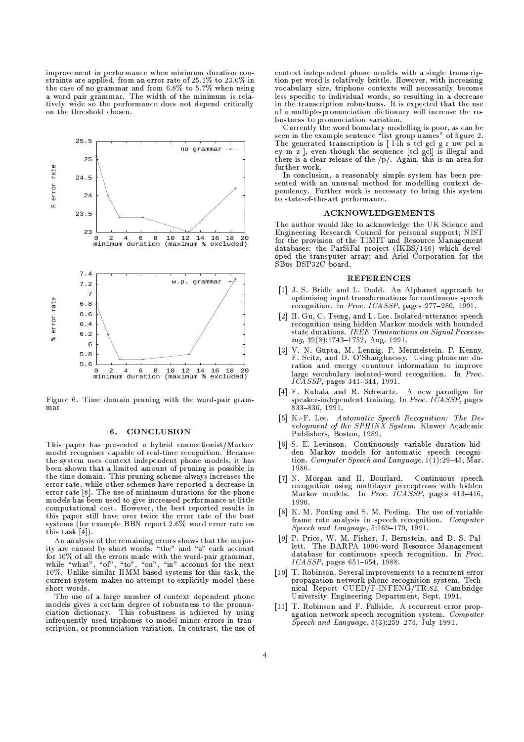improvement in performance when minimum duration constraints are applied, from an error rate of 25.1% to 23.0% in the case of no grammar and from 6.8% to 5.7% when using a word pair grammar. The width of the minimum is relatively wide so the performance does not depend critically on the threshold chosen.

% error rate

25.5
25
24.5
24
23.5
23

no grammar

0 2 4 6 8 10 12 14 16 18 20

minimum duration (maximum % excluded)

% error rate

7.4
7.2
7
6.8
6.6
6.4
6.2
6
5.8
5.6

w.p. grammar

0 2 4 6 8 10 12 14 16 18 20

minimum duration (maximum % excluded)

Figure 6. Time domain pruning with the word-pair grammar

## 6. CONCLUSION

This paper has presented a hybrid connectionist/Markov model recogniser capable of real-time recognition. Because the system uses context independent phone models, it has been shown that a limited amount of pruning is possible in the time domain. This pruning scheme always increases the error rate, while other schemes have reported a decrease in error rate [8]. The use of minimum durations for the phone models has been used to give increased performance at little computational cost. However, the best reported results in this paper still have over twice the error rate of the best systems (for example BBN report 2.6% word error rate on this task [4]).

An analysis of the remaining errors shows that the majority are caused by short words. "the" and "a" each account for 10% of all the errors made with the word-pair grammar, while "what", "of", "to", "on", "in" account for the next 10%. Unlike similar HMM based systems for this task, the current system makes no attempt to explicitly model these short words.

The use of a large number of context dependent phone models gives a certain degree of robustness to the pronunciation dictionary. This robustness is achieved by using infrequently used triphones to model minor errors in transcription, or pronunciation variation. In contrast, the use of context independent phone models with a single transcription per word is relatively brittle. However, with increasing vocabulary size, triphone contexts will necessarily become less specific to individual words, so resulting in a decrease in the transcription robustness. It is expected that the use of a multiple-pronunciation dictionary will increase the robustness to pronunciation variation.

Currently the word boundary modelling is poor, as can be seen in the example sentence "list group names" of figure 2. The generated transcription is [ l ih s tcl gcl g r uw pcl n ey m z ], even though the sequence [tcl gcl] is illegal and there is a clear release of the /p/. Again, this is an area for further work.

In conclusion, a reasonably simple system has been presented with an unusual method for modelling context dependency. Further work is necessary to bring this system to state-of-the-art performance.

## ACKNOWLEDGEMENTS

The author would like to acknowledge the UK Science and Engineering Research Council for personal support; NIST for the provision of the TIMIT and Resource Management databases; the ParSiFal project (IKBS/146) which developed the transputer array; and Ariel Corporation for the SBus DSP32C board.

## REFERENCES

[1] J. S. Bridle and L. Dodd. An Alphanet approach to optimising input transformations for continuous speech recognition. In *Proc. ICASSP*, pages 277–280, 1991.

[2] H. Gu, C. Tseng, and L. Lee. Isolated-utterance speech recognition using hidden Markov models with bounded state durations. *IEEE Transactions on Signal Processing*, 39(8):1743–1752, Aug. 1991.

[3] V. N. Gupta, M. Lennig, P. Mermelstein, P. Kenny, F. Seitz, and D. O'Shaughnessy. Using phoneme duration and energy countour information to improve large vocabulary isolated-word recognition. In *Proc. ICASSP*, pages 341–344, 1991.

[4] F. Kubala and R. Schwartz. A new paradigm for speaker-independent training. In *Proc. ICASSP*, pages 833–836, 1991.

[5] K.-F. Lee. *Automatic Speech Recognition: The Development of the SPHINX System*. Kluwer Academic Publishers, Boston, 1989.

[6] S. E. Levinson. Continuously variable duration hidden Markov models for automatic speech recognition. *Computer Speech and Language*, 1(1):29–45, Mar. 1986.

[7] N. Morgan and H. Bourlard. Continuous speech recognition using multilayer perceptrons with hidden Markov models. In *Proc. ICASSP*, pages 413–416, 1990.

[8] K. M. Ponting and S. M. Peeling. The use of variable frame rate analysis in speech recognition. *Computer Speech and Language*, 5:169–179, 1991.

[9] P. Price, W. M. Fisher, J. Bernstein, and D. S. Pallett. The DARPA 1000-word Resource Management database for continuous speech recognition. In *Proc. ICASSP*, pages 651–654, 1988.

[10] T. Robinson. Several improvements to a recurrent error propagation network phone recognition system. Technical Report CUED/F-INFENG/TR.82, Cambridge University Engineering Department, Sept. 1991.

[11] T. Robinson and F. Fallside. A recurrent error propagation network speech recognition system. *Computer Speech and Language*, 5(3):259–274, July 1991.